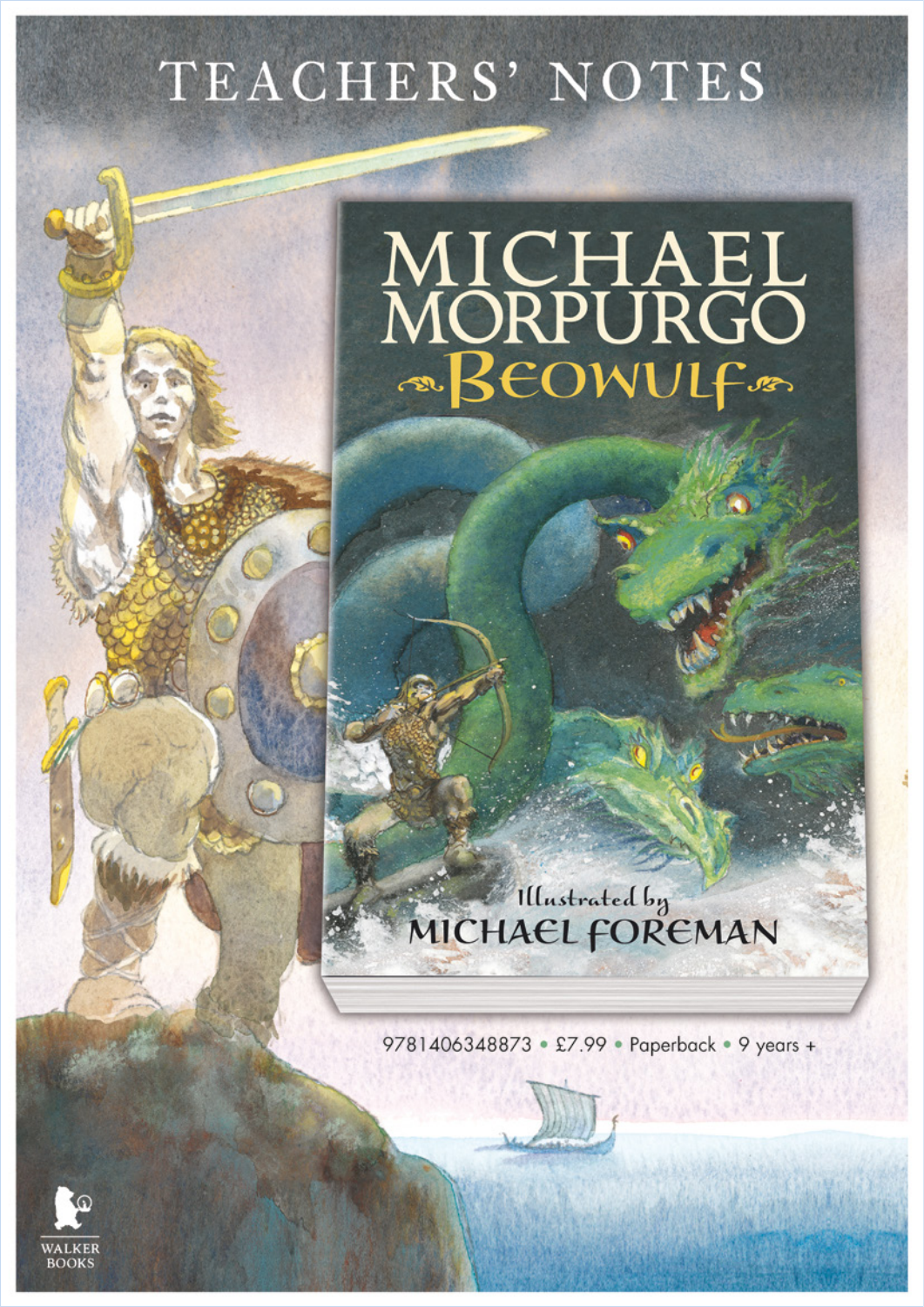# TEACHERS' NOTES

MICHAEL MORPURGO

**Beowulf**

Illustrated by

MICHAEL FOREMAN

9781406348873 • £7.99 • Paperback • 9 years +

WALKER BOOKS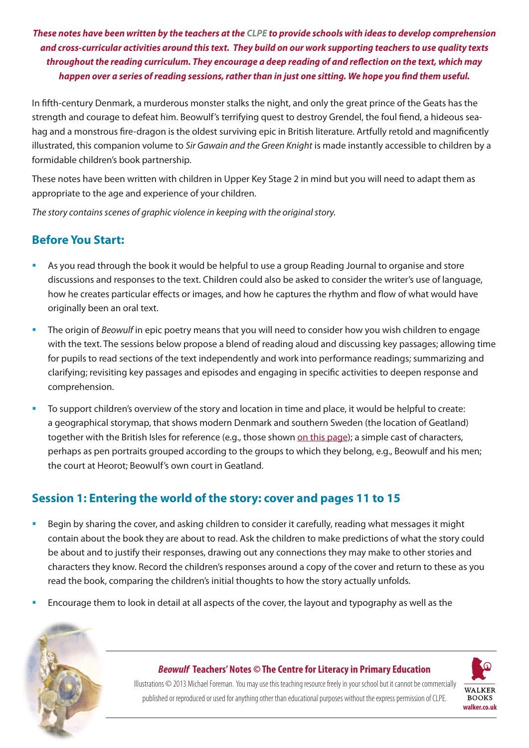***These notes have been written by the teachers at the CLPE to provide schools with ideas to develop comprehension and cross-curricular activities around this text. They build on our work supporting teachers to use quality texts throughout the reading curriculum. They encourage a deep reading of and reflection on the text, which may happen over a series of reading sessions, rather than in just one sitting. We hope you find them useful.***

In fifth-century Denmark, a murderous monster stalks the night, and only the great prince of the Geats has the strength and courage to defeat him. Beowulf's terrifying quest to destroy Grendel, the foul fiend, a hideous sea-hag and a monstrous fire-dragon is the oldest surviving epic in British literature. Artfully retold and magnificently illustrated, this companion volume to *Sir Gawain and the Green Knight* is made instantly accessible to children by a formidable children's book partnership.

These notes have been written with children in Upper Key Stage 2 in mind but you will need to adapt them as appropriate to the age and experience of your children.

*The story contains scenes of graphic violence in keeping with the original story.*

## Before You Start:

- As you read through the book it would be helpful to use a group Reading Journal to organise and store discussions and responses to the text. Children could also be asked to consider the writer's use of language, how he creates particular effects or images, and how he captures the rhythm and flow of what would have originally been an oral text.
- The origin of *Beowulf* in epic poetry means that you will need to consider how you wish children to engage with the text. The sessions below propose a blend of reading aloud and discussing key passages; allowing time for pupils to read sections of the text independently and work into performance readings; summarizing and clarifying; revisiting key passages and episodes and engaging in specific activities to deepen response and comprehension.
- To support children's overview of the story and location in time and place, it would be helpful to create: a geographical storymap, that shows modern Denmark and southern Sweden (the location of Geatland) together with the British Isles for reference (e.g., those shown on this page); a simple cast of characters, perhaps as pen portraits grouped according to the groups to which they belong, e.g., Beowulf and his men; the court at Heorot; Beowulf's own court in Geatland.

## Session 1: Entering the world of the story: cover and pages 11 to 15

- Begin by sharing the cover, and asking children to consider it carefully, reading what messages it might contain about the book they are about to read. Ask the children to make predictions of what the story could be about and to justify their responses, drawing out any connections they may make to other stories and characters they know. Record the children's responses around a copy of the cover and return to these as you read the book, comparing the children's initial thoughts to how the story actually unfolds.
- Encourage them to look in detail at all aspects of the cover, the layout and typography as well as the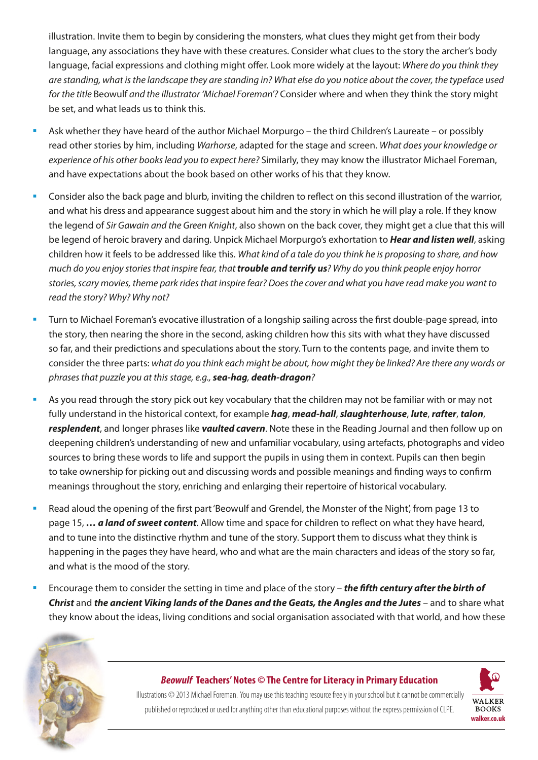illustration. Invite them to begin by considering the monsters, what clues they might get from their body language, any associations they have with these creatures. Consider what clues to the story the archer's body language, facial expressions and clothing might offer. Look more widely at the layout: *Where do you think they are standing, what is the landscape they are standing in? What else do you notice about the cover, the typeface used for the title* Beowulf *and the illustrator 'Michael Foreman'?* Consider where and when they think the story might be set, and what leads us to think this.

- Ask whether they have heard of the author Michael Morpurgo – the third Children's Laureate – or possibly read other stories by him, including *Warhorse*, adapted for the stage and screen. *What does your knowledge or experience of his other books lead you to expect here?* Similarly, they may know the illustrator Michael Foreman, and have expectations about the book based on other works of his that they know.
- Consider also the back page and blurb, inviting the children to reflect on this second illustration of the warrior, and what his dress and appearance suggest about him and the story in which he will play a role. If they know the legend of *Sir Gawain and the Green Knight*, also shown on the back cover, they might get a clue that this will be legend of heroic bravery and daring. Unpick Michael Morpurgo's exhortation to ***Hear and listen well***, asking children how it feels to be addressed like this. *What kind of a tale do you think he is proposing to share, and how much do you enjoy stories that inspire fear, that* ***trouble and terrify us****? Why do you think people enjoy horror stories, scary movies, theme park rides that inspire fear? Does the cover and what you have read make you want to read the story? Why? Why not?*
- Turn to Michael Foreman's evocative illustration of a longship sailing across the first double-page spread, into the story, then nearing the shore in the second, asking children how this sits with what they have discussed so far, and their predictions and speculations about the story. Turn to the contents page, and invite them to consider the three parts: *what do you think each might be about, how might they be linked? Are there any words or phrases that puzzle you at this stage, e.g.,* ***sea-hag, death-dragon****?*
- As you read through the story pick out key vocabulary that the children may not be familiar with or may not fully understand in the historical context, for example ***hag***, ***mead-hall***, ***slaughterhouse***, ***lute***, ***rafter***, ***talon***, ***resplendent***, and longer phrases like ***vaulted cavern***. Note these in the Reading Journal and then follow up on deepening children's understanding of new and unfamiliar vocabulary, using artefacts, photographs and video sources to bring these words to life and support the pupils in using them in context. Pupils can then begin to take ownership for picking out and discussing words and possible meanings and finding ways to confirm meanings throughout the story, enriching and enlarging their repertoire of historical vocabulary.
- Read aloud the opening of the first part 'Beowulf and Grendel, the Monster of the Night', from page 13 to page 15, ***… a land of sweet content***. Allow time and space for children to reflect on what they have heard, and to tune into the distinctive rhythm and tune of the story. Support them to discuss what they think is happening in the pages they have heard, who and what are the main characters and ideas of the story so far, and what is the mood of the story.
- Encourage them to consider the setting in time and place of the story – ***the fifth century after the birth of Christ*** and ***the ancient Viking lands of the Danes and the Geats, the Angles and the Jutes*** – and to share what they know about the ideas, living conditions and social organisation associated with that world, and how these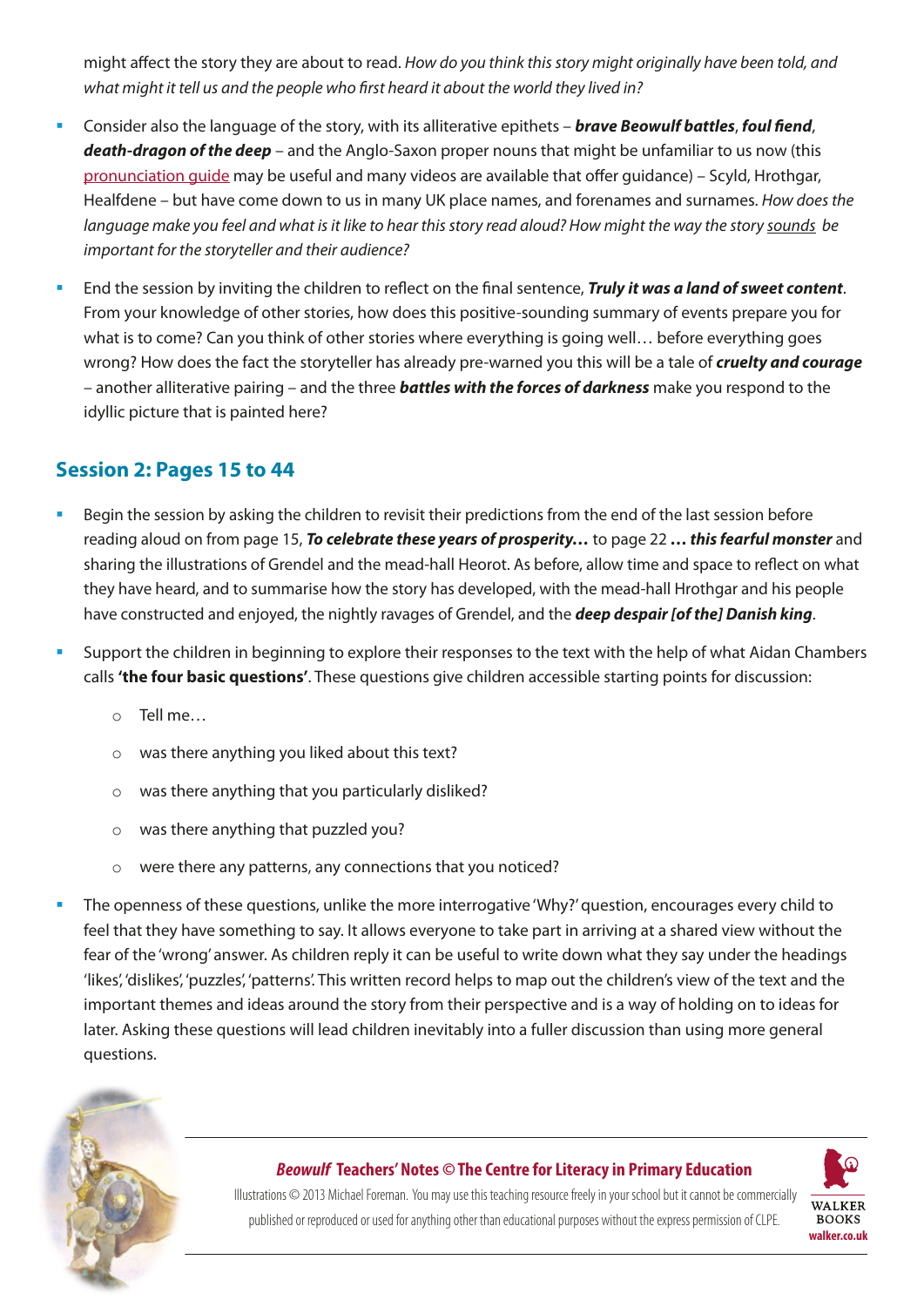might affect the story they are about to read. *How do you think this story might originally have been told, and what might it tell us and the people who first heard it about the world they lived in?*

- Consider also the language of the story, with its alliterative epithets – ***brave Beowulf battles***, ***foul fiend***, ***death-dragon of the deep*** – and the Anglo-Saxon proper nouns that might be unfamiliar to us now (this pronunciation guide may be useful and many videos are available that offer guidance) – Scyld, Hrothgar, Healfdene – but have come down to us in many UK place names, and forenames and surnames. *How does the language make you feel and what is it like to hear this story read aloud? How might the way the story sounds be important for the storyteller and their audience?*
- End the session by inviting the children to reflect on the final sentence, ***Truly it was a land of sweet content***. From your knowledge of other stories, how does this positive-sounding summary of events prepare you for what is to come? Can you think of other stories where everything is going well… before everything goes wrong? How does the fact the storyteller has already pre-warned you this will be a tale of ***cruelty and courage*** – another alliterative pairing – and the three ***battles with the forces of darkness*** make you respond to the idyllic picture that is painted here?

## Session 2: Pages 15 to 44

- Begin the session by asking the children to revisit their predictions from the end of the last session before reading aloud on from page 15, ***To celebrate these years of prosperity…*** to page 22 ***… this fearful monster*** and sharing the illustrations of Grendel and the mead-hall Heorot. As before, allow time and space to reflect on what they have heard, and to summarise how the story has developed, with the mead-hall Hrothgar and his people have constructed and enjoyed, the nightly ravages of Grendel, and the ***deep despair [of the] Danish king***.
- Support the children in beginning to explore their responses to the text with the help of what Aidan Chambers calls **'the four basic questions'**. These questions give children accessible starting points for discussion:
  - Tell me…
  - was there anything you liked about this text?
  - was there anything that you particularly disliked?
  - was there anything that puzzled you?
  - were there any patterns, any connections that you noticed?
- The openness of these questions, unlike the more interrogative 'Why?' question, encourages every child to feel that they have something to say. It allows everyone to take part in arriving at a shared view without the fear of the 'wrong' answer. As children reply it can be useful to write down what they say under the headings 'likes', 'dislikes', 'puzzles', 'patterns'. This written record helps to map out the children's view of the text and the important themes and ideas around the story from their perspective and is a way of holding on to ideas for later. Asking these questions will lead children inevitably into a fuller discussion than using more general questions.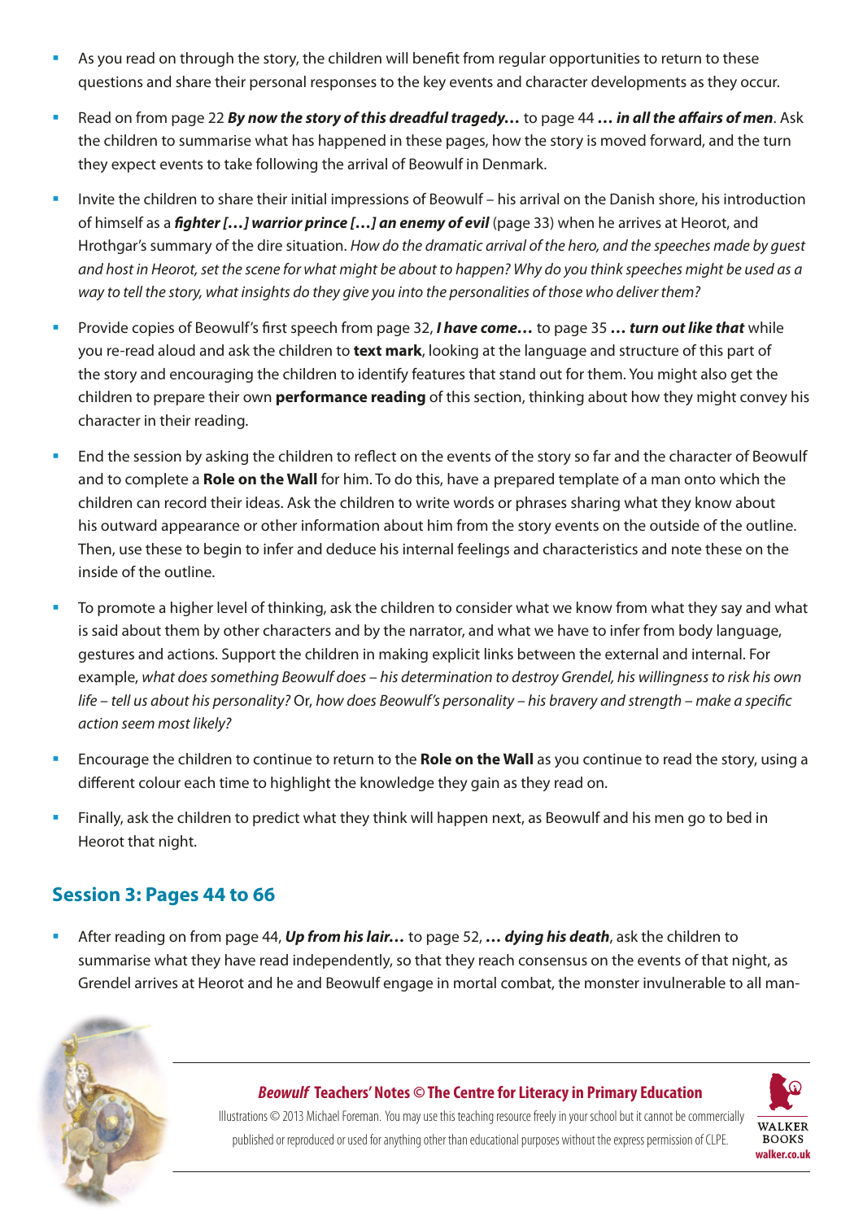- As you read on through the story, the children will benefit from regular opportunities to return to these questions and share their personal responses to the key events and character developments as they occur.
- Read on from page 22 ***By now the story of this dreadful tragedy…*** to page 44 ***… in all the affairs of men***. Ask the children to summarise what has happened in these pages, how the story is moved forward, and the turn they expect events to take following the arrival of Beowulf in Denmark.
- Invite the children to share their initial impressions of Beowulf – his arrival on the Danish shore, his introduction of himself as a ***fighter […] warrior prince […] an enemy of evil*** (page 33) when he arrives at Heorot, and Hrothgar's summary of the dire situation. *How do the dramatic arrival of the hero, and the speeches made by guest and host in Heorot, set the scene for what might be about to happen? Why do you think speeches might be used as a way to tell the story, what insights do they give you into the personalities of those who deliver them?*
- Provide copies of Beowulf's first speech from page 32, ***I have come…*** to page 35 ***… turn out like that*** while you re-read aloud and ask the children to **text mark**, looking at the language and structure of this part of the story and encouraging the children to identify features that stand out for them. You might also get the children to prepare their own **performance reading** of this section, thinking about how they might convey his character in their reading.
- End the session by asking the children to reflect on the events of the story so far and the character of Beowulf and to complete a **Role on the Wall** for him. To do this, have a prepared template of a man onto which the children can record their ideas. Ask the children to write words or phrases sharing what they know about his outward appearance or other information about him from the story events on the outside of the outline. Then, use these to begin to infer and deduce his internal feelings and characteristics and note these on the inside of the outline.
- To promote a higher level of thinking, ask the children to consider what we know from what they say and what is said about them by other characters and by the narrator, and what we have to infer from body language, gestures and actions. Support the children in making explicit links between the external and internal. For example, *what does something Beowulf does – his determination to destroy Grendel, his willingness to risk his own life – tell us about his personality?* Or, *how does Beowulf's personality – his bravery and strength – make a specific action seem most likely?*
- Encourage the children to continue to return to the **Role on the Wall** as you continue to read the story, using a different colour each time to highlight the knowledge they gain as they read on.
- Finally, ask the children to predict what they think will happen next, as Beowulf and his men go to bed in Heorot that night.

## Session 3: Pages 44 to 66

- After reading on from page 44, ***Up from his lair…*** to page 52, ***… dying his death***, ask the children to summarise what they have read independently, so that they reach consensus on the events of that night, as Grendel arrives at Heorot and he and Beowulf engage in mortal combat, the monster invulnerable to all man-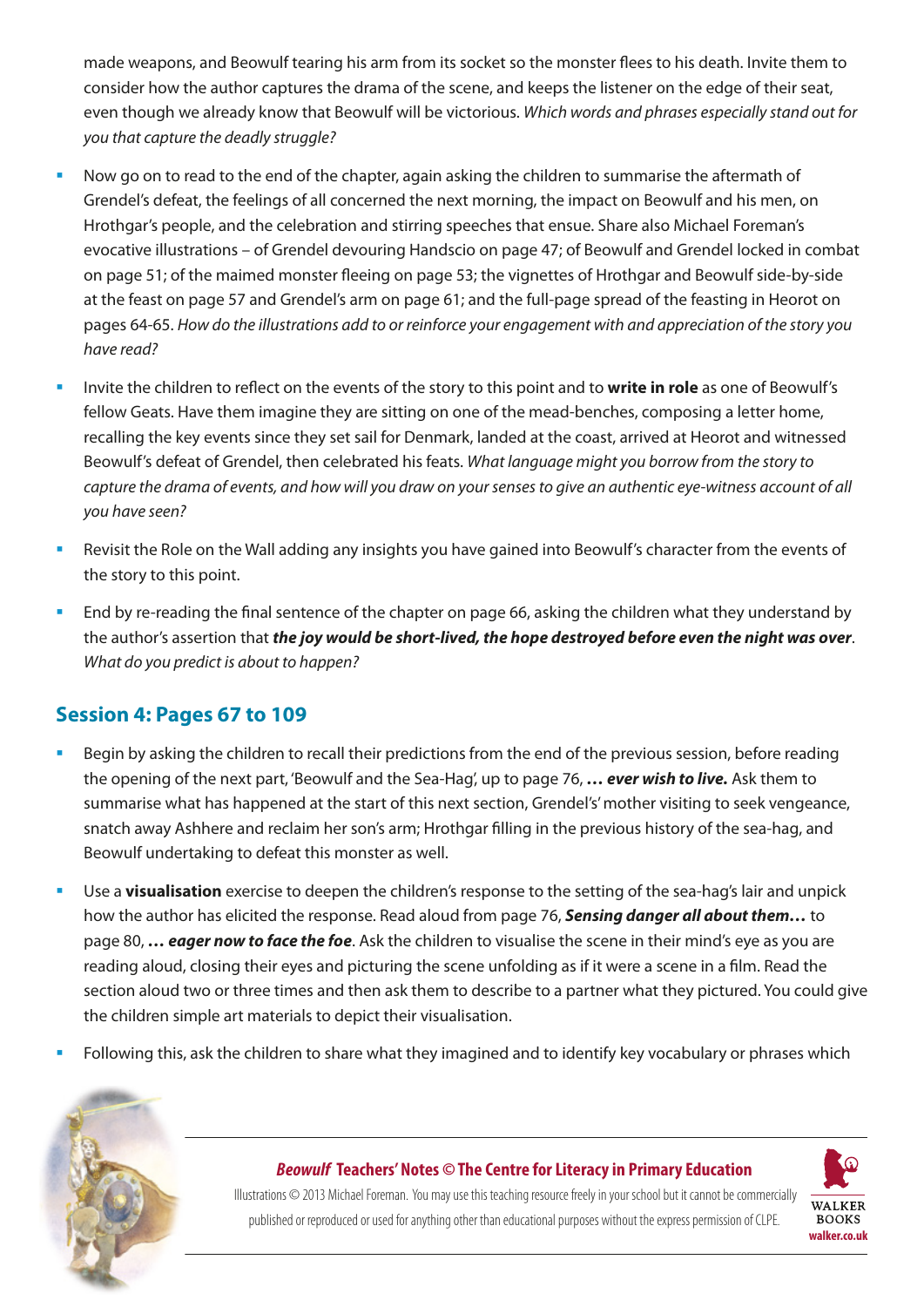made weapons, and Beowulf tearing his arm from its socket so the monster flees to his death. Invite them to consider how the author captures the drama of the scene, and keeps the listener on the edge of their seat, even though we already know that Beowulf will be victorious. *Which words and phrases especially stand out for you that capture the deadly struggle?*

- Now go on to read to the end of the chapter, again asking the children to summarise the aftermath of Grendel's defeat, the feelings of all concerned the next morning, the impact on Beowulf and his men, on Hrothgar's people, and the celebration and stirring speeches that ensue. Share also Michael Foreman's evocative illustrations – of Grendel devouring Handscio on page 47; of Beowulf and Grendel locked in combat on page 51; of the maimed monster fleeing on page 53; the vignettes of Hrothgar and Beowulf side-by-side at the feast on page 57 and Grendel's arm on page 61; and the full-page spread of the feasting in Heorot on pages 64-65. *How do the illustrations add to or reinforce your engagement with and appreciation of the story you have read?*
- Invite the children to reflect on the events of the story to this point and to **write in role** as one of Beowulf's fellow Geats. Have them imagine they are sitting on one of the mead-benches, composing a letter home, recalling the key events since they set sail for Denmark, landed at the coast, arrived at Heorot and witnessed Beowulf's defeat of Grendel, then celebrated his feats. *What language might you borrow from the story to capture the drama of events, and how will you draw on your senses to give an authentic eye-witness account of all you have seen?*
- Revisit the Role on the Wall adding any insights you have gained into Beowulf's character from the events of the story to this point.
- End by re-reading the final sentence of the chapter on page 66, asking the children what they understand by the author's assertion that ***the joy would be short-lived, the hope destroyed before even the night was over***. *What do you predict is about to happen?*

## Session 4: Pages 67 to 109

- Begin by asking the children to recall their predictions from the end of the previous session, before reading the opening of the next part, 'Beowulf and the Sea-Hag', up to page 76, ***… ever wish to live.*** Ask them to summarise what has happened at the start of this next section, Grendel's' mother visiting to seek vengeance, snatch away Ashhere and reclaim her son's arm; Hrothgar filling in the previous history of the sea-hag, and Beowulf undertaking to defeat this monster as well.
- Use a **visualisation** exercise to deepen the children's response to the setting of the sea-hag's lair and unpick how the author has elicited the response. Read aloud from page 76, ***Sensing danger all about them…*** to page 80, ***… eager now to face the foe***. Ask the children to visualise the scene in their mind's eye as you are reading aloud, closing their eyes and picturing the scene unfolding as if it were a scene in a film. Read the section aloud two or three times and then ask them to describe to a partner what they pictured. You could give the children simple art materials to depict their visualisation.
- Following this, ask the children to share what they imagined and to identify key vocabulary or phrases which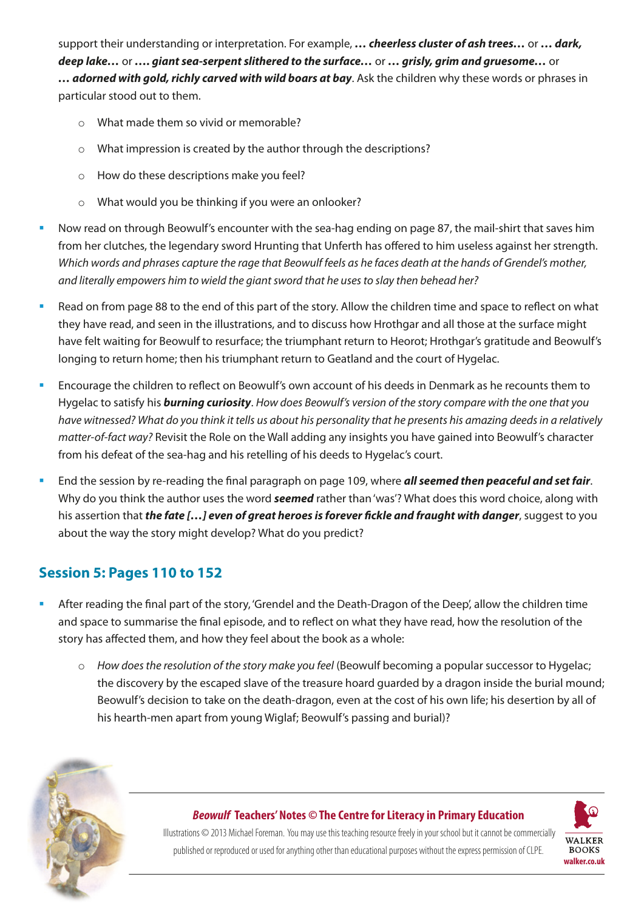support their understanding or interpretation. For example, ***… cheerless cluster of ash trees…*** or ***… dark, deep lake…*** or ***…. giant sea-serpent slithered to the surface…*** or ***… grisly, grim and gruesome…*** or ***… adorned with gold, richly carved with wild boars at bay***. Ask the children why these words or phrases in particular stood out to them.

- What made them so vivid or memorable?
- What impression is created by the author through the descriptions?
- How do these descriptions make you feel?
- What would you be thinking if you were an onlooker?

- Now read on through Beowulf's encounter with the sea-hag ending on page 87, the mail-shirt that saves him from her clutches, the legendary sword Hrunting that Unferth has offered to him useless against her strength. *Which words and phrases capture the rage that Beowulf feels as he faces death at the hands of Grendel's mother, and literally empowers him to wield the giant sword that he uses to slay then behead her?*

- Read on from page 88 to the end of this part of the story. Allow the children time and space to reflect on what they have read, and seen in the illustrations, and to discuss how Hrothgar and all those at the surface might have felt waiting for Beowulf to resurface; the triumphant return to Heorot; Hrothgar's gratitude and Beowulf's longing to return home; then his triumphant return to Geatland and the court of Hygelac.

- Encourage the children to reflect on Beowulf's own account of his deeds in Denmark as he recounts them to Hygelac to satisfy his ***burning curiosity***. *How does Beowulf's version of the story compare with the one that you have witnessed? What do you think it tells us about his personality that he presents his amazing deeds in a relatively matter-of-fact way?* Revisit the Role on the Wall adding any insights you have gained into Beowulf's character from his defeat of the sea-hag and his retelling of his deeds to Hygelac's court.

- End the session by re-reading the final paragraph on page 109, where ***all seemed then peaceful and set fair***. Why do you think the author uses the word ***seemed*** rather than 'was'? What does this word choice, along with his assertion that ***the fate […] even of great heroes is forever fickle and fraught with danger***, suggest to you about the way the story might develop? What do you predict?

## Session 5: Pages 110 to 152

- After reading the final part of the story, 'Grendel and the Death-Dragon of the Deep', allow the children time and space to summarise the final episode, and to reflect on what they have read, how the resolution of the story has affected them, and how they feel about the book as a whole:
    - *How does the resolution of the story make you feel* (Beowulf becoming a popular successor to Hygelac; the discovery by the escaped slave of the treasure hoard guarded by a dragon inside the burial mound; Beowulf's decision to take on the death-dragon, even at the cost of his own life; his desertion by all of his hearth-men apart from young Wiglaf; Beowulf's passing and burial)?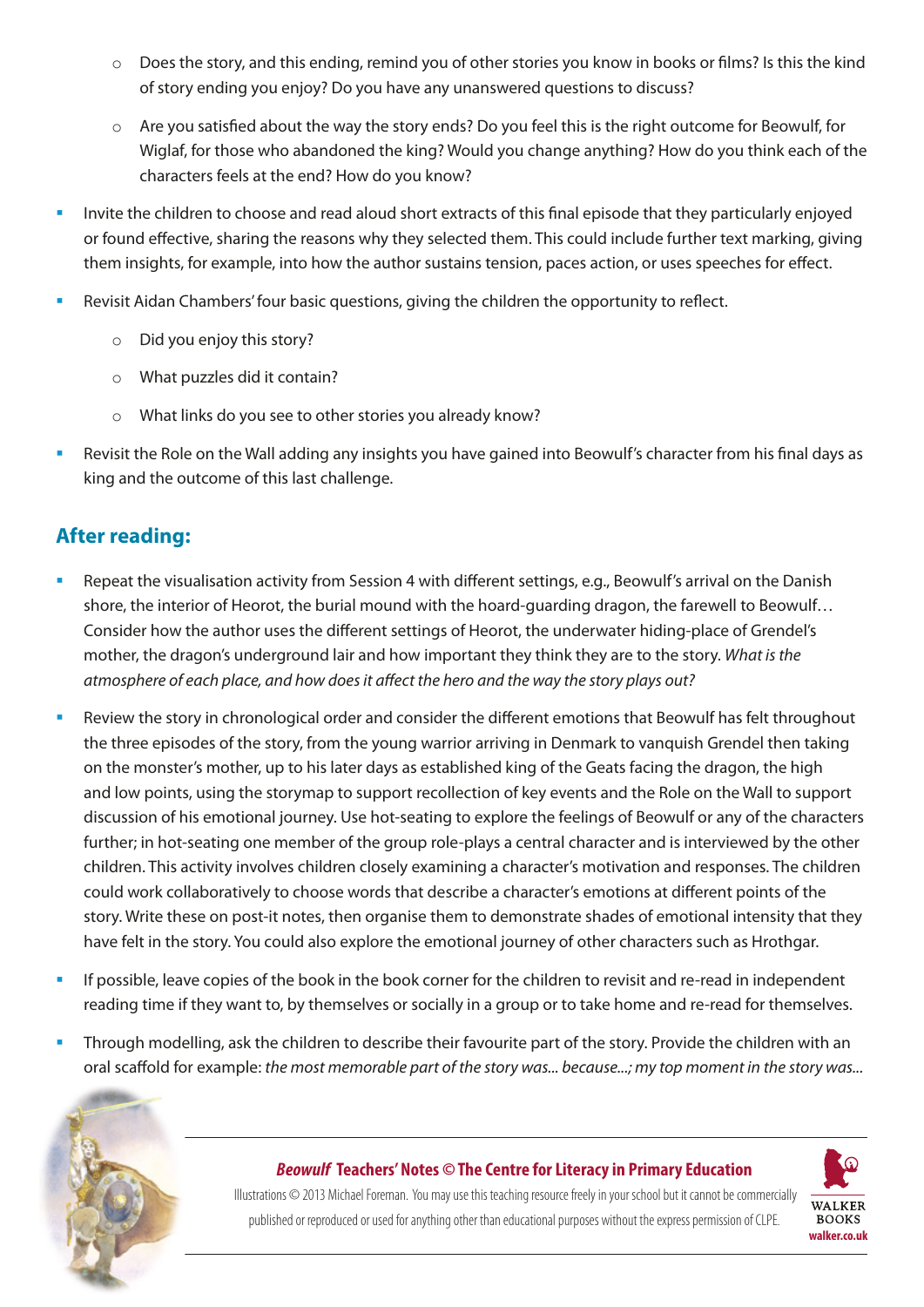- Does the story, and this ending, remind you of other stories you know in books or films? Is this the kind of story ending you enjoy? Do you have any unanswered questions to discuss?
  - Are you satisfied about the way the story ends? Do you feel this is the right outcome for Beowulf, for Wiglaf, for those who abandoned the king? Would you change anything? How do you think each of the characters feels at the end? How do you know?

- Invite the children to choose and read aloud short extracts of this final episode that they particularly enjoyed or found effective, sharing the reasons why they selected them. This could include further text marking, giving them insights, for example, into how the author sustains tension, paces action, or uses speeches for effect.

- Revisit Aidan Chambers' four basic questions, giving the children the opportunity to reflect.
  - Did you enjoy this story?
  - What puzzles did it contain?
  - What links do you see to other stories you already know?

- Revisit the Role on the Wall adding any insights you have gained into Beowulf's character from his final days as king and the outcome of this last challenge.

## After reading:

- Repeat the visualisation activity from Session 4 with different settings, e.g., Beowulf's arrival on the Danish shore, the interior of Heorot, the burial mound with the hoard-guarding dragon, the farewell to Beowulf… Consider how the author uses the different settings of Heorot, the underwater hiding-place of Grendel's mother, the dragon's underground lair and how important they think they are to the story. *What is the atmosphere of each place, and how does it affect the hero and the way the story plays out?*

- Review the story in chronological order and consider the different emotions that Beowulf has felt throughout the three episodes of the story, from the young warrior arriving in Denmark to vanquish Grendel then taking on the monster's mother, up to his later days as established king of the Geats facing the dragon, the high and low points, using the storymap to support recollection of key events and the Role on the Wall to support discussion of his emotional journey. Use hot-seating to explore the feelings of Beowulf or any of the characters further; in hot-seating one member of the group role-plays a central character and is interviewed by the other children. This activity involves children closely examining a character's motivation and responses. The children could work collaboratively to choose words that describe a character's emotions at different points of the story. Write these on post-it notes, then organise them to demonstrate shades of emotional intensity that they have felt in the story. You could also explore the emotional journey of other characters such as Hrothgar.

- If possible, leave copies of the book in the book corner for the children to revisit and re-read in independent reading time if they want to, by themselves or socially in a group or to take home and re-read for themselves.

- Through modelling, ask the children to describe their favourite part of the story. Provide the children with an oral scaffold for example: *the most memorable part of the story was... because...; my top moment in the story was...*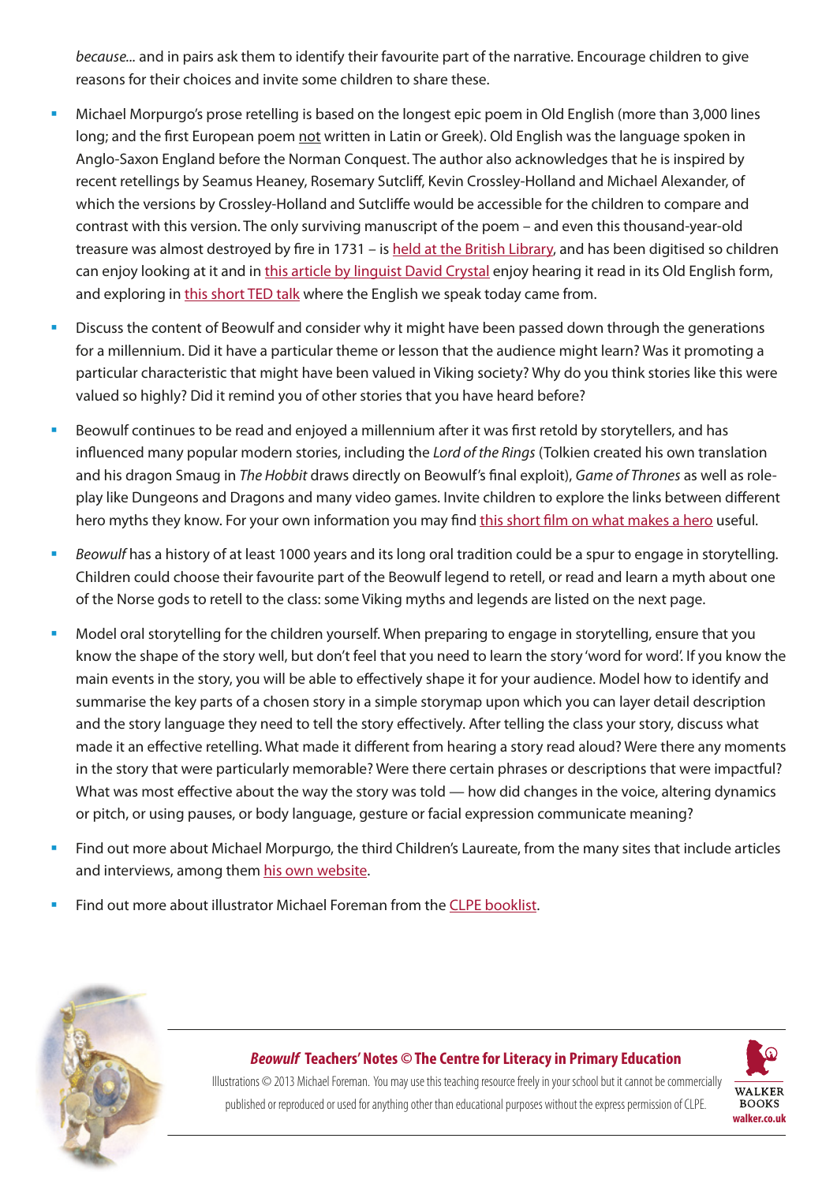*because...* and in pairs ask them to identify their favourite part of the narrative. Encourage children to give reasons for their choices and invite some children to share these.

- Michael Morpurgo's prose retelling is based on the longest epic poem in Old English (more than 3,000 lines long; and the first European poem not written in Latin or Greek). Old English was the language spoken in Anglo-Saxon England before the Norman Conquest. The author also acknowledges that he is inspired by recent retellings by Seamus Heaney, Rosemary Sutcliff, Kevin Crossley-Holland and Michael Alexander, of which the versions by Crossley-Holland and Sutcliffe would be accessible for the children to compare and contrast with this version. The only surviving manuscript of the poem – and even this thousand-year-old treasure was almost destroyed by fire in 1731 – is held at the British Library, and has been digitised so children can enjoy looking at it and in this article by linguist David Crystal enjoy hearing it read in its Old English form, and exploring in this short TED talk where the English we speak today came from.

- Discuss the content of Beowulf and consider why it might have been passed down through the generations for a millennium. Did it have a particular theme or lesson that the audience might learn? Was it promoting a particular characteristic that might have been valued in Viking society? Why do you think stories like this were valued so highly? Did it remind you of other stories that you have heard before?

- Beowulf continues to be read and enjoyed a millennium after it was first retold by storytellers, and has influenced many popular modern stories, including the *Lord of the Rings* (Tolkien created his own translation and his dragon Smaug in *The Hobbit* draws directly on Beowulf's final exploit), *Game of Thrones* as well as role-play like Dungeons and Dragons and many video games. Invite children to explore the links between different hero myths they know. For your own information you may find this short film on what makes a hero useful.

- *Beowulf* has a history of at least 1000 years and its long oral tradition could be a spur to engage in storytelling. Children could choose their favourite part of the Beowulf legend to retell, or read and learn a myth about one of the Norse gods to retell to the class: some Viking myths and legends are listed on the next page.

- Model oral storytelling for the children yourself. When preparing to engage in storytelling, ensure that you know the shape of the story well, but don't feel that you need to learn the story 'word for word'. If you know the main events in the story, you will be able to effectively shape it for your audience. Model how to identify and summarise the key parts of a chosen story in a simple storymap upon which you can layer detail description and the story language they need to tell the story effectively. After telling the class your story, discuss what made it an effective retelling. What made it different from hearing a story read aloud? Were there any moments in the story that were particularly memorable? Were there certain phrases or descriptions that were impactful? What was most effective about the way the story was told — how did changes in the voice, altering dynamics or pitch, or using pauses, or body language, gesture or facial expression communicate meaning?

- Find out more about Michael Morpurgo, the third Children's Laureate, from the many sites that include articles and interviews, among them his own website.

- Find out more about illustrator Michael Foreman from the CLPE booklist.

***Beowulf* Teachers' Notes © The Centre for Literacy in Primary Education**

Illustrations © 2013 Michael Foreman. You may use this teaching resource freely in your school but it cannot be commercially published or reproduced or used for anything other than educational purposes without the express permission of CLPE.

WALKER BOOKS
walker.co.uk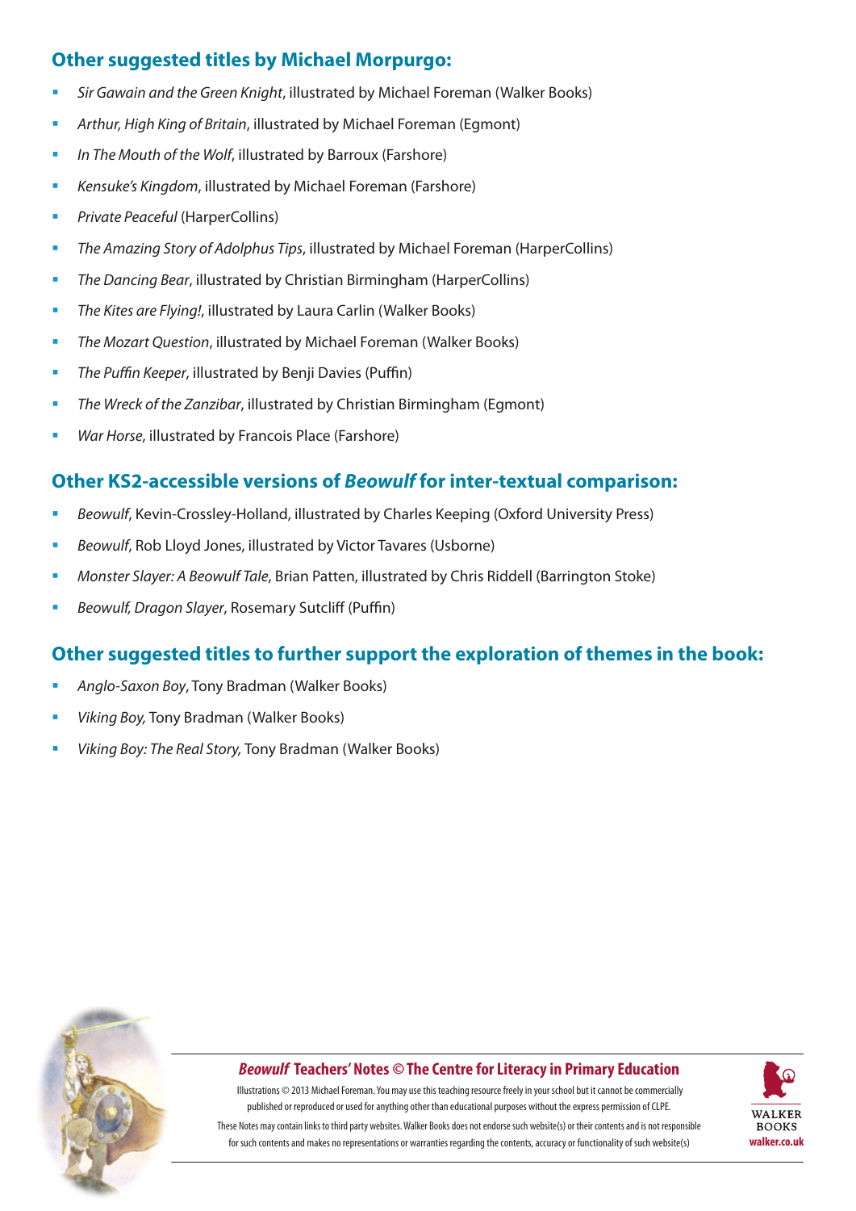## Other suggested titles by Michael Morpurgo:

- *Sir Gawain and the Green Knight*, illustrated by Michael Foreman (Walker Books)
- *Arthur, High King of Britain*, illustrated by Michael Foreman (Egmont)
- *In The Mouth of the Wolf*, illustrated by Barroux (Farshore)
- *Kensuke's Kingdom*, illustrated by Michael Foreman (Farshore)
- *Private Peaceful* (HarperCollins)
- *The Amazing Story of Adolphus Tips*, illustrated by Michael Foreman (HarperCollins)
- *The Dancing Bear*, illustrated by Christian Birmingham (HarperCollins)
- *The Kites are Flying!*, illustrated by Laura Carlin (Walker Books)
- *The Mozart Question*, illustrated by Michael Foreman (Walker Books)
- *The Puffin Keeper*, illustrated by Benji Davies (Puffin)
- *The Wreck of the Zanzibar*, illustrated by Christian Birmingham (Egmont)
- *War Horse*, illustrated by Francois Place (Farshore)

## Other KS2-accessible versions of *Beowulf* for inter-textual comparison:

- *Beowulf*, Kevin-Crossley-Holland, illustrated by Charles Keeping (Oxford University Press)
- *Beowulf*, Rob Lloyd Jones, illustrated by Victor Tavares (Usborne)
- *Monster Slayer: A Beowulf Tale*, Brian Patten, illustrated by Chris Riddell (Barrington Stoke)
- *Beowulf, Dragon Slayer*, Rosemary Sutcliff (Puffin)

## Other suggested titles to further support the exploration of themes in the book:

- *Anglo-Saxon Boy*, Tony Bradman (Walker Books)
- *Viking Boy,* Tony Bradman (Walker Books)
- *Viking Boy: The Real Story,* Tony Bradman (Walker Books)

***Beowulf* Teachers' Notes © The Centre for Literacy in Primary Education**

Illustrations © 2013 Michael Foreman. You may use this teaching resource freely in your school but it cannot be commercially published or reproduced or used for anything other than educational purposes without the express permission of CLPE.

These Notes may contain links to third party websites. Walker Books does not endorse such website(s) or their contents and is not responsible for such contents and makes no representations or warranties regarding the contents, accuracy or functionality of such website(s)

WALKER BOOKS
walker.co.uk